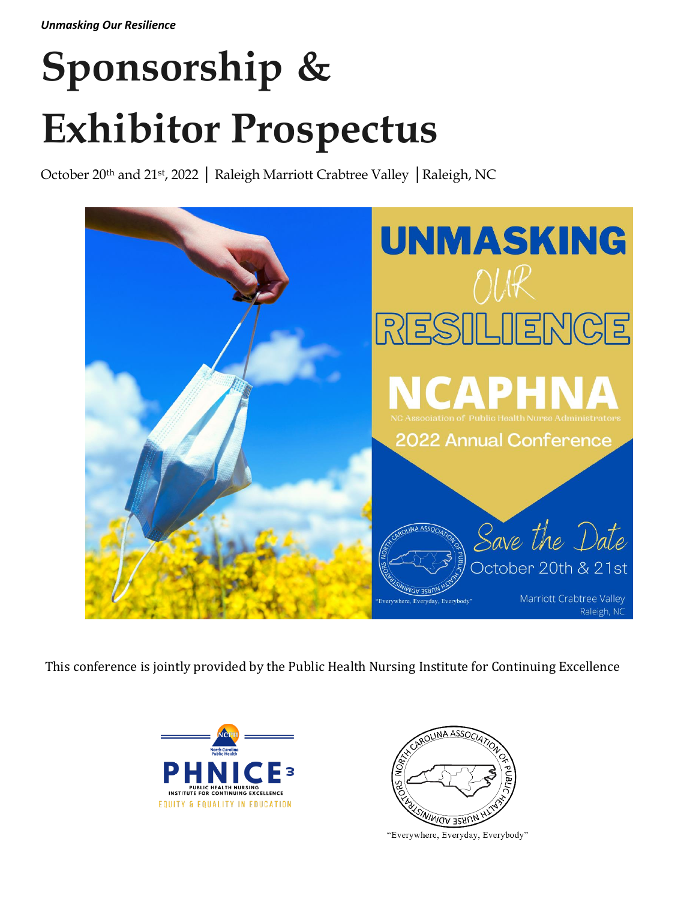*Unmasking Our Resilience*

# Sponsorship & Exhibitor Prospectus

October 20th and 21st, 2022 | Raleigh Marriott Crabtree Valley | Raleigh, NC

UNMASKING OUR RESILIENCE

NCAPHNA

NC Association of Public Health Nurse Administrators

2022 Annual Conference

Save the Date

October 20th & 21st

Marriott Crabtree Valley

Raleigh, NC

"Everywhere, Everyday, Everybody"

This conference is jointly provided by the Public Health Nursing Institute for Continuing Excellence

PHNICE³

PUBLIC HEALTH NURSING INSTITUTE FOR CONTINUING EXCELLENCE

EQUITY & EQUALITY IN EDUCATION

North Carolina Association of Public Health Nurse Administrators

"Everywhere, Everyday, Everybody"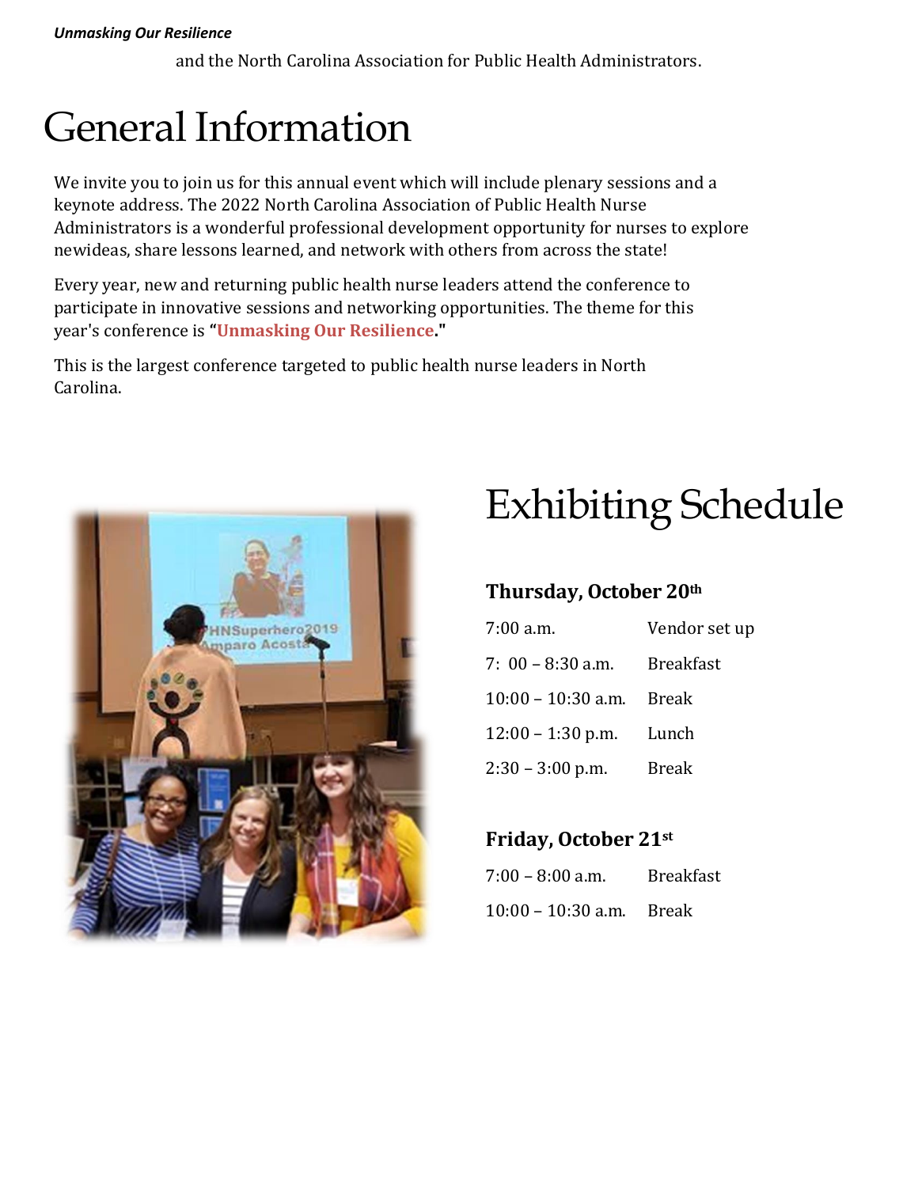and the North Carolina Association for Public Health Administrators.

# General Information

We invite you to join us for this annual event which will include plenary sessions and a keynote address. The 2022 North Carolina Association of Public Health Nurse Administrators is a wonderful professional development opportunity for nurses to explore newideas, share lessons learned, and network with others from across the state!

Every year, new and returning public health nurse leaders attend the conference to participate in innovative sessions and networking opportunities. The theme for this year's conference is **"Unmasking Our Resilience."**

This is the largest conference targeted to public health nurse leaders in North Carolina.

# Exhibiting Schedule

### Thursday, October 20th

| | |
|---|---|
| 7:00 a.m. | Vendor set up |
| 7: 00 – 8:30 a.m. | Breakfast |
| 10:00 – 10:30 a.m. | Break |
| 12:00 – 1:30 p.m. | Lunch |
| 2:30 – 3:00 p.m. | Break |

### Friday, October 21st

| | |
|---|---|
| 7:00 – 8:00 a.m. | Breakfast |
| 10:00 – 10:30 a.m. | Break |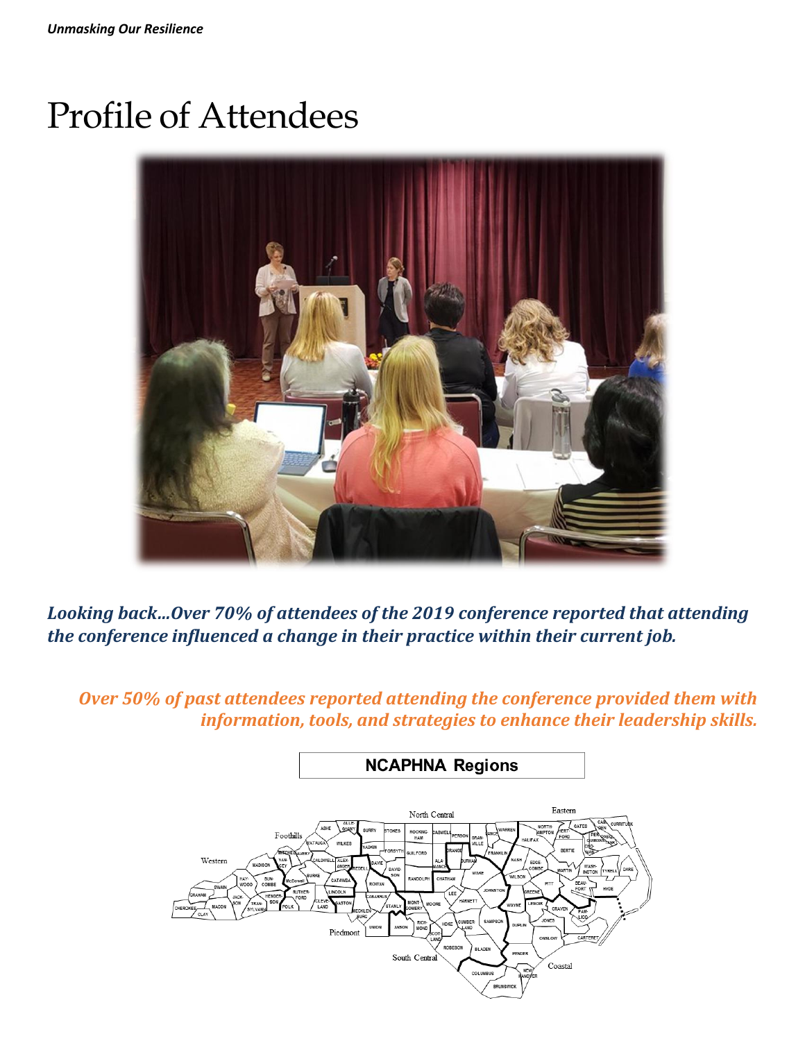# Profile of Attendees

***Looking back...Over 70% of attendees of the 2019 conference reported that attending the conference influenced a change in their practice within their current job.***

***Over 50% of past attendees reported attending the conference provided them with information, tools, and strategies to enhance their leadership skills.***

**NCAPHNA Regions**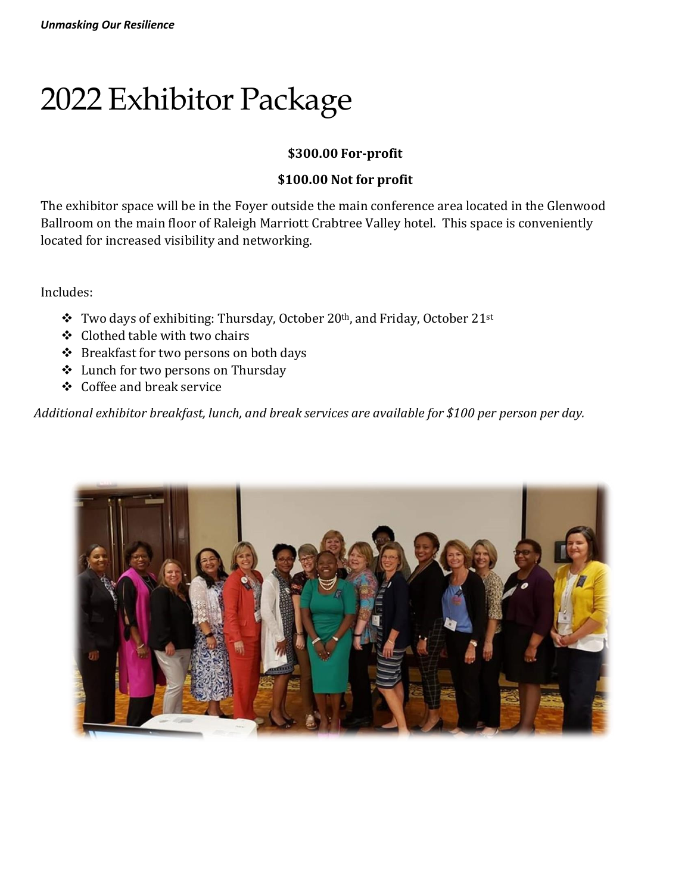# 2022 Exhibitor Package

**$300.00 For-profit**

**$100.00 Not for profit**

The exhibitor space will be in the Foyer outside the main conference area located in the Glenwood Ballroom on the main floor of Raleigh Marriott Crabtree Valley hotel. This space is conveniently located for increased visibility and networking.

Includes:

- Two days of exhibiting: Thursday, October 20th, and Friday, October 21st
- Clothed table with two chairs
- Breakfast for two persons on both days
- Lunch for two persons on Thursday
- Coffee and break service

*Additional exhibitor breakfast, lunch, and break services are available for $100 per person per day.*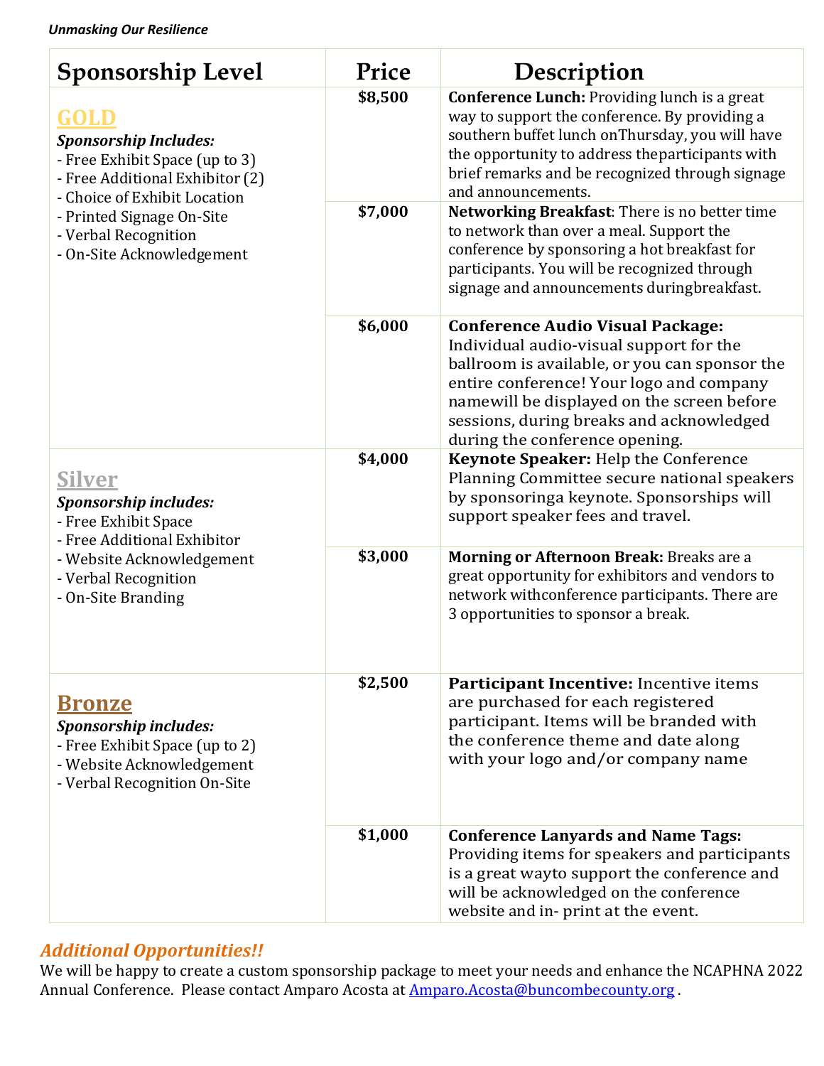*Unmasking Our Resilience*

| Sponsorship Level | Price | Description |
|---|---|---|
| **GOLD**<br>***Sponsorship Includes:***<br>- Free Exhibit Space (up to 3)<br>- Free Additional Exhibitor (2)<br>- Choice of Exhibit Location<br>- Printed Signage On-Site<br>- Verbal Recognition<br>- On-Site Acknowledgement | **$8,500** | **Conference Lunch:** Providing lunch is a great way to support the conference. By providing a southern buffet lunch onThursday, you will have the opportunity to address theparticipants with brief remarks and be recognized through signage and announcements. |
| | **$7,000** | **Networking Breakfast**: There is no better time to network than over a meal. Support the conference by sponsoring a hot breakfast for participants. You will be recognized through signage and announcements duringbreakfast. |
| | **$6,000** | **Conference Audio Visual Package:** Individual audio-visual support for the ballroom is available, or you can sponsor the entire conference! Your logo and company namewill be displayed on the screen before sessions, during breaks and acknowledged during the conference opening. |
| **Silver**<br>***Sponsorship includes:***<br>- Free Exhibit Space<br>- Free Additional Exhibitor<br>- Website Acknowledgement<br>- Verbal Recognition<br>- On-Site Branding | **$4,000** | **Keynote Speaker:** Help the Conference Planning Committee secure national speakers by sponsoringa keynote. Sponsorships will support speaker fees and travel. |
| | **$3,000** | **Morning or Afternoon Break:** Breaks are a great opportunity for exhibitors and vendors to network withconference participants. There are 3 opportunities to sponsor a break. |
| **Bronze**<br>***Sponsorship includes:***<br>- Free Exhibit Space (up to 2)<br>- Website Acknowledgement<br>- Verbal Recognition On-Site | **$2,500** | **Participant Incentive:** Incentive items are purchased for each registered participant. Items will be branded with the conference theme and date along with your logo and/or company name |
| | **$1,000** | **Conference Lanyards and Name Tags:** Providing items for speakers and participants is a great wayto support the conference and will be acknowledged on the conference website and in- print at the event. |

***Additional Opportunities!!***

We will be happy to create a custom sponsorship package to meet your needs and enhance the NCAPHNA 2022 Annual Conference. Please contact Amparo Acosta at [Amparo.Acosta@buncombecounty.org](mailto:Amparo.Acosta@buncombecounty.org) .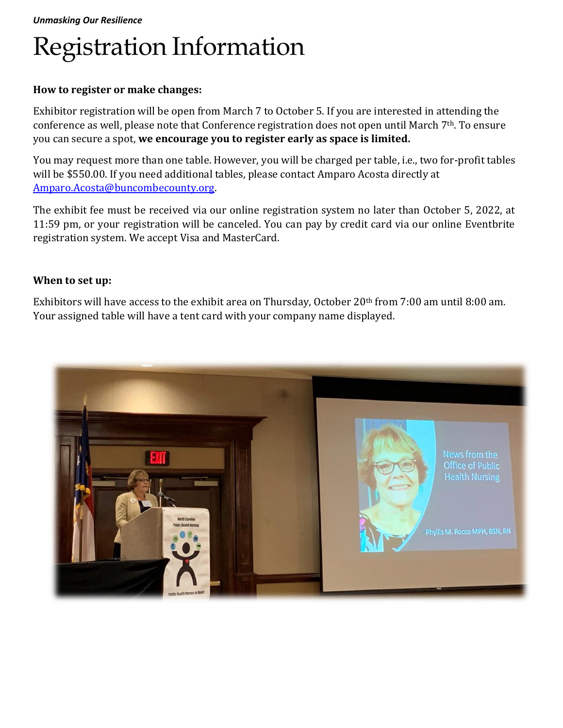# Registration Information

**How to register or make changes:**

Exhibitor registration will be open from March 7 to October 5. If you are interested in attending the conference as well, please note that Conference registration does not open until March 7th. To ensure you can secure a spot, **we encourage you to register early as space is limited.**

You may request more than one table. However, you will be charged per table, i.e., two for-profit tables will be $550.00. If you need additional tables, please contact Amparo Acosta directly at Amparo.Acosta@buncombecounty.org.

The exhibit fee must be received via our online registration system no later than October 5, 2022, at 11:59 pm, or your registration will be canceled. You can pay by credit card via our online Eventbrite registration system. We accept Visa and MasterCard.

**When to set up:**

Exhibitors will have access to the exhibit area on Thursday, October 20th from 7:00 am until 8:00 am. Your assigned table will have a tent card with your company name displayed.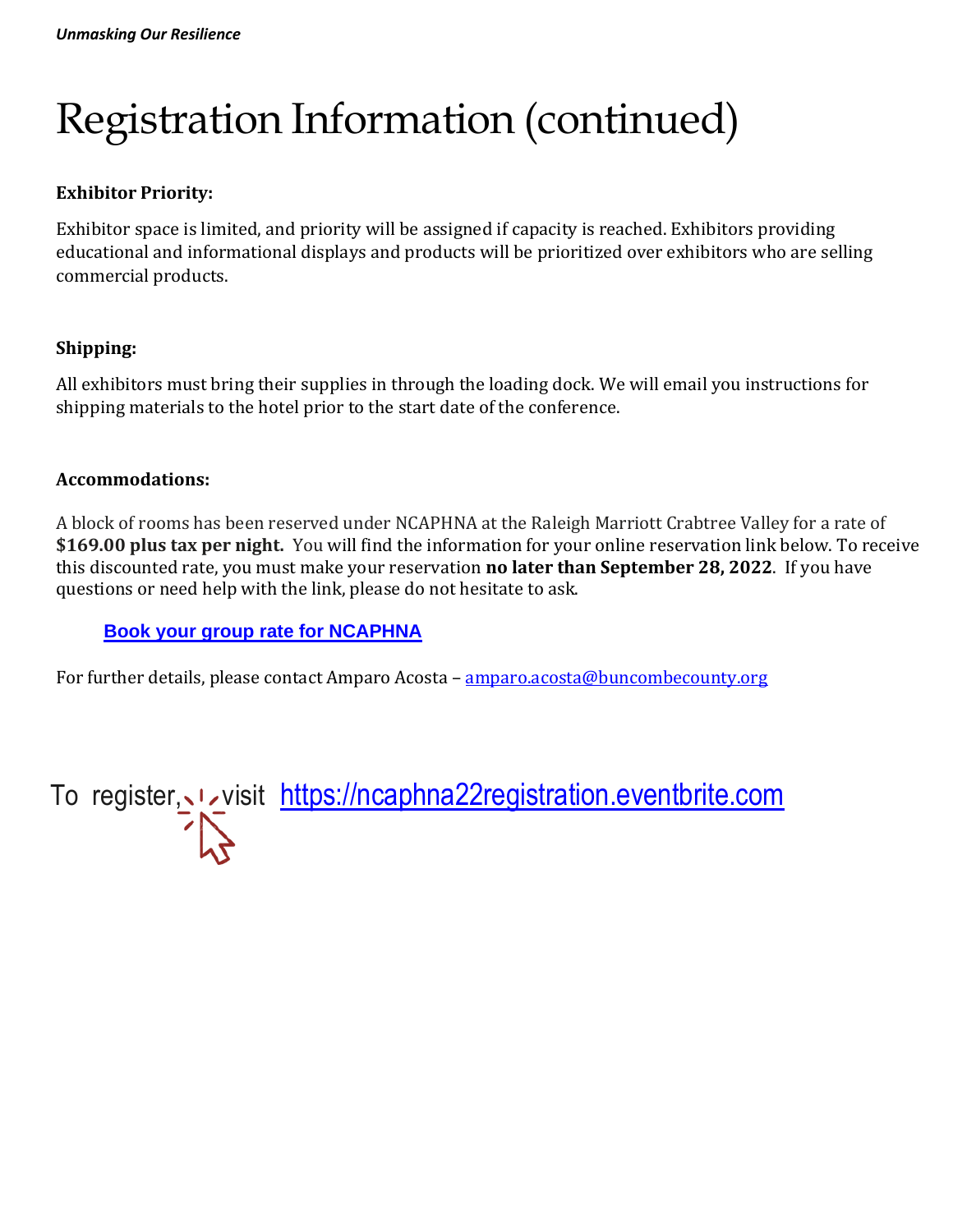# Registration Information (continued)

**Exhibitor Priority:**

Exhibitor space is limited, and priority will be assigned if capacity is reached. Exhibitors providing educational and informational displays and products will be prioritized over exhibitors who are selling commercial products.

**Shipping:**

All exhibitors must bring their supplies in through the loading dock. We will email you instructions for shipping materials to the hotel prior to the start date of the conference.

**Accommodations:**

A block of rooms has been reserved under NCAPHNA at the Raleigh Marriott Crabtree Valley for a rate of **$169.00 plus tax per night.** You will find the information for your online reservation link below. To receive this discounted rate, you must make your reservation **no later than September 28, 2022**. If you have questions or need help with the link, please do not hesitate to ask.

**Book your group rate for NCAPHNA**

For further details, please contact Amparo Acosta – amparo.acosta@buncombecounty.org

To register, visit https://ncaphna22registration.eventbrite.com